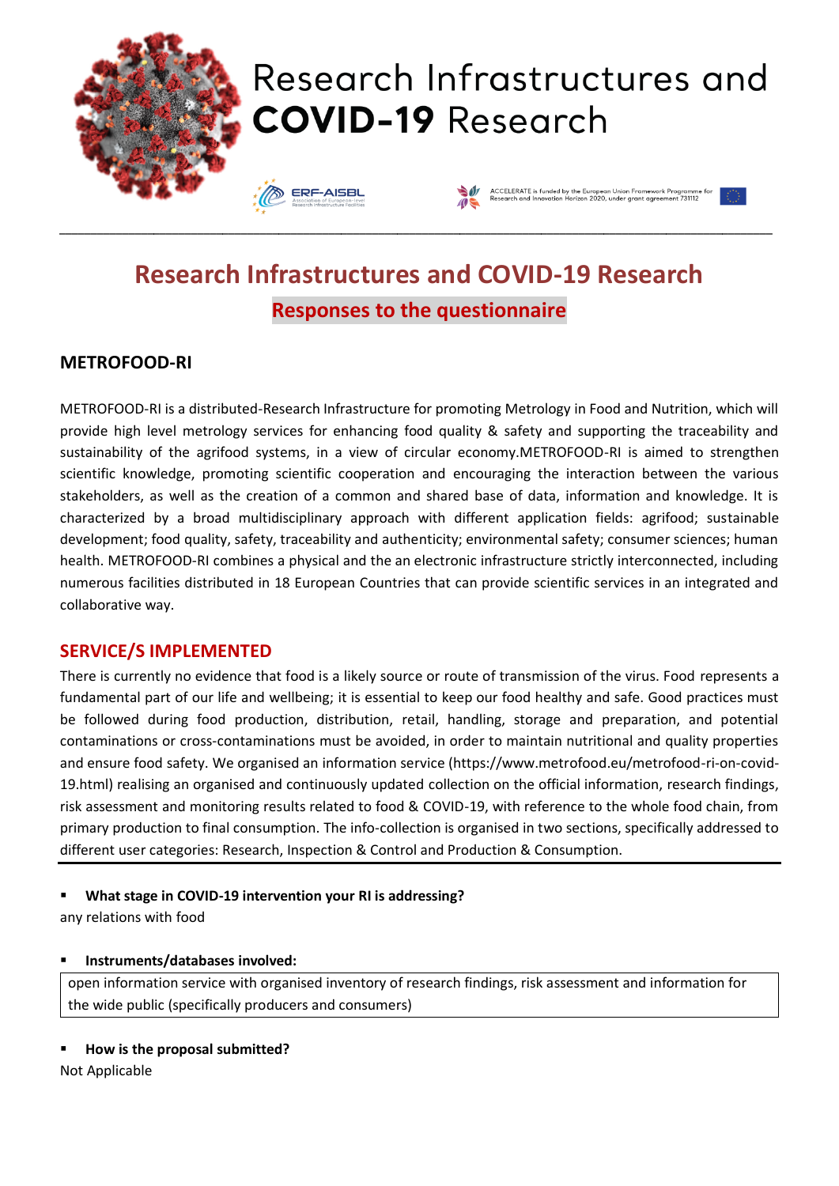# Research Infrastructures and COVID-19 Research

ERF-AISBL Association of European-level Research Infrastructure Facilities

ACCELERATE is funded by the European Union Framework Programme for Research and Innovation Horizon 2020, under grant agreement 731112

## Research Infrastructures and COVID-19 Research

### Responses to the questionnaire

### METROFOOD-RI

METROFOOD-RI is a distributed-Research Infrastructure for promoting Metrology in Food and Nutrition, which will provide high level metrology services for enhancing food quality & safety and supporting the traceability and sustainability of the agrifood systems, in a view of circular economy.METROFOOD-RI is aimed to strengthen scientific knowledge, promoting scientific cooperation and encouraging the interaction between the various stakeholders, as well as the creation of a common and shared base of data, information and knowledge. It is characterized by a broad multidisciplinary approach with different application fields: agrifood; sustainable development; food quality, safety, traceability and authenticity; environmental safety; consumer sciences; human health. METROFOOD-RI combines a physical and the an electronic infrastructure strictly interconnected, including numerous facilities distributed in 18 European Countries that can provide scientific services in an integrated and collaborative way.

### SERVICE/S IMPLEMENTED

There is currently no evidence that food is a likely source or route of transmission of the virus. Food represents a fundamental part of our life and wellbeing; it is essential to keep our food healthy and safe. Good practices must be followed during food production, distribution, retail, handling, storage and preparation, and potential contaminations or cross-contaminations must be avoided, in order to maintain nutritional and quality properties and ensure food safety. We organised an information service (https://www.metrofood.eu/metrofood-ri-on-covid-19.html) realising an organised and continuously updated collection on the official information, research findings, risk assessment and monitoring results related to food & COVID-19, with reference to the whole food chain, from primary production to final consumption. The info-collection is organised in two sections, specifically addressed to different user categories: Research, Inspection & Control and Production & Consumption.

- **What stage in COVID-19 intervention your RI is addressing?**

any relations with food

- **Instruments/databases involved:**

open information service with organised inventory of research findings, risk assessment and information for the wide public (specifically producers and consumers)

- **How is the proposal submitted?**

Not Applicable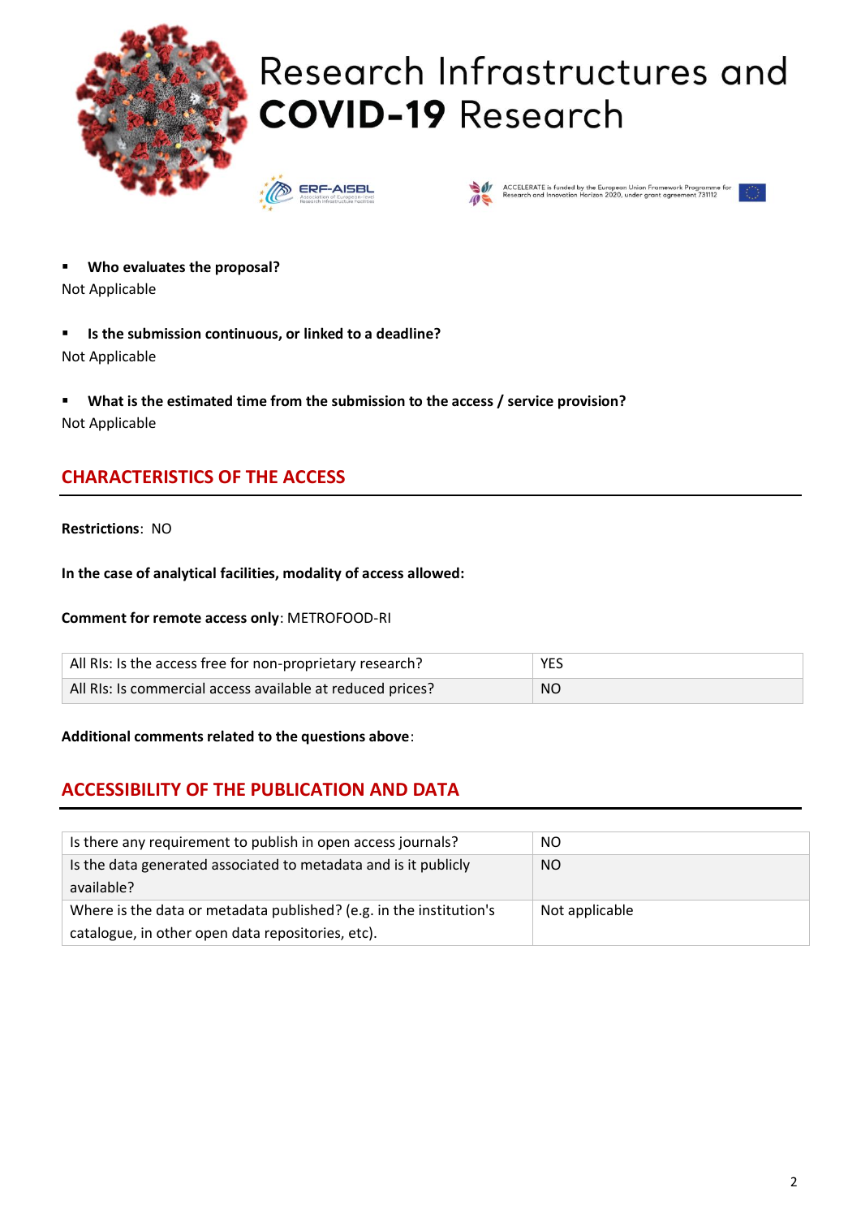- **Who evaluates the proposal?**

Not Applicable

- **Is the submission continuous, or linked to a deadline?**

Not Applicable

- **What is the estimated time from the submission to the access / service provision?**

Not Applicable

## CHARACTERISTICS OF THE ACCESS

**Restrictions**: NO

**In the case of analytical facilities, modality of access allowed:**

**Comment for remote access only**: METROFOOD-RI

| | |
|---|---|
| All RIs: Is the access free for non-proprietary research? | YES |
| All RIs: Is commercial access available at reduced prices? | NO |

**Additional comments related to the questions above**:

## ACCESSIBILITY OF THE PUBLICATION AND DATA

| | |
|---|---|
| Is there any requirement to publish in open access journals? | NO |
| Is the data generated associated to metadata and is it publicly available? | NO |
| Where is the data or metadata published? (e.g. in the institution's catalogue, in other open data repositories, etc). | Not applicable |